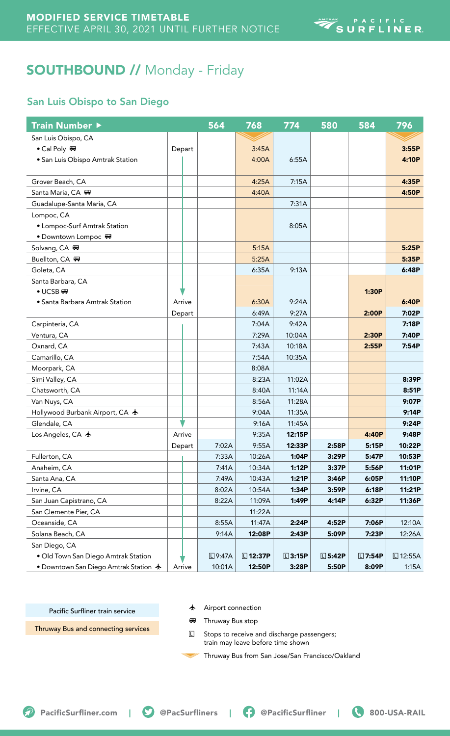**MODIFIED SERVICE TIMETABLE**
EFFECTIVE APRIL 30, 2021 UNTIL FURTHER NOTICE

PACIFIC SURFLINER

# SOUTHBOUND // Monday - Friday

## San Luis Obispo to San Diego

| Train Number ▶ | | 564 | 768 | 774 | 580 | 584 | 796 |
|---|---|---|---|---|---|---|---|
| San Luis Obispo, CA | | | | | | | |
| • Cal Poly 🚌 | Depart | | 3:45A | | | | 3:55P |
| • San Luis Obispo Amtrak Station | | | 4:00A | 6:55A | | | 4:10P |
| Grover Beach, CA | | | 4:25A | 7:15A | | | 4:35P |
| Santa Maria, CA 🚌 | | | 4:40A | | | | 4:50P |
| Guadalupe-Santa Maria, CA | | | | 7:31A | | | |
| Lompoc, CA | | | | | | | |
| • Lompoc-Surf Amtrak Station | | | | 8:05A | | | |
| • Downtown Lompoc 🚌 | | | | | | | |
| Solvang, CA 🚌 | | | 5:15A | | | | 5:25P |
| Buellton, CA 🚌 | | | 5:25A | | | | 5:35P |
| Goleta, CA | | | 6:35A | 9:13A | | | 6:48P |
| Santa Barbara, CA | | | | | | | |
| • UCSB 🚌 | | | | | | 1:30P | |
| • Santa Barbara Amtrak Station | Arrive | | 6:30A | 9:24A | | | 6:40P |
| | Depart | | 6:49A | 9:27A | | 2:00P | 7:02P |
| Carpinteria, CA | | | 7:04A | 9:42A | | | 7:18P |
| Ventura, CA | | | 7:29A | 10:04A | | 2:30P | 7:40P |
| Oxnard, CA | | | 7:43A | 10:18A | | 2:55P | 7:54P |
| Camarillo, CA | | | 7:54A | 10:35A | | | |
| Moorpark, CA | | | 8:08A | | | | |
| Simi Valley, CA | | | 8:23A | 11:02A | | | 8:39P |
| Chatsworth, CA | | | 8:40A | 11:14A | | | 8:51P |
| Van Nuys, CA | | | 8:56A | 11:28A | | | 9:07P |
| Hollywood Burbank Airport, CA ✈ | | | 9:04A | 11:35A | | | 9:14P |
| Glendale, CA | | | 9:16A | 11:45A | | | 9:24P |
| Los Angeles, CA ✈ | Arrive | | 9:35A | 12:15P | | 4:40P | 9:48P |
| | Depart | 7:02A | 9:55A | 12:33P | 2:58P | 5:15P | 10:22P |
| Fullerton, CA | | 7:33A | 10:26A | 1:04P | 3:29P | 5:47P | 10:53P |
| Anaheim, CA | | 7:41A | 10:34A | 1:12P | 3:37P | 5:56P | 11:01P |
| Santa Ana, CA | | 7:49A | 10:43A | 1:21P | 3:46P | 6:05P | 11:10P |
| Irvine, CA | | 8:02A | 10:54A | 1:34P | 3:59P | 6:18P | 11:21P |
| San Juan Capistrano, CA | | 8:22A | 11:09A | 1:49P | 4:14P | 6:32P | 11:36P |
| San Clemente Pier, CA | | | 11:22A | | | | |
| Oceanside, CA | | 8:55A | 11:47A | 2:24P | 4:52P | 7:06P | 12:10A |
| Solana Beach, CA | | 9:14A | 12:08P | 2:43P | 5:09P | 7:23P | 12:26A |
| San Diego, CA | | | | | | | |
| • Old Town San Diego Amtrak Station | | L 9:47A | L 12:37P | L 3:15P | L 5:42P | L 7:54P | L 12:55A |
| • Downtown San Diego Amtrak Station ✈ | Arrive | 10:01A | 12:50P | 3:28P | 5:50P | 8:09P | 1:15A |

Pacific Surfliner train service

Thruway Bus and connecting services

✈ Airport connection

🚌 Thruway Bus stop

L Stops to receive and discharge passengers; train may leave before time shown

Thruway Bus from San Jose/San Francisco/Oakland

PacificSurfliner.com | @PacSurfliners | @PacificSurfliner | 800-USA-RAIL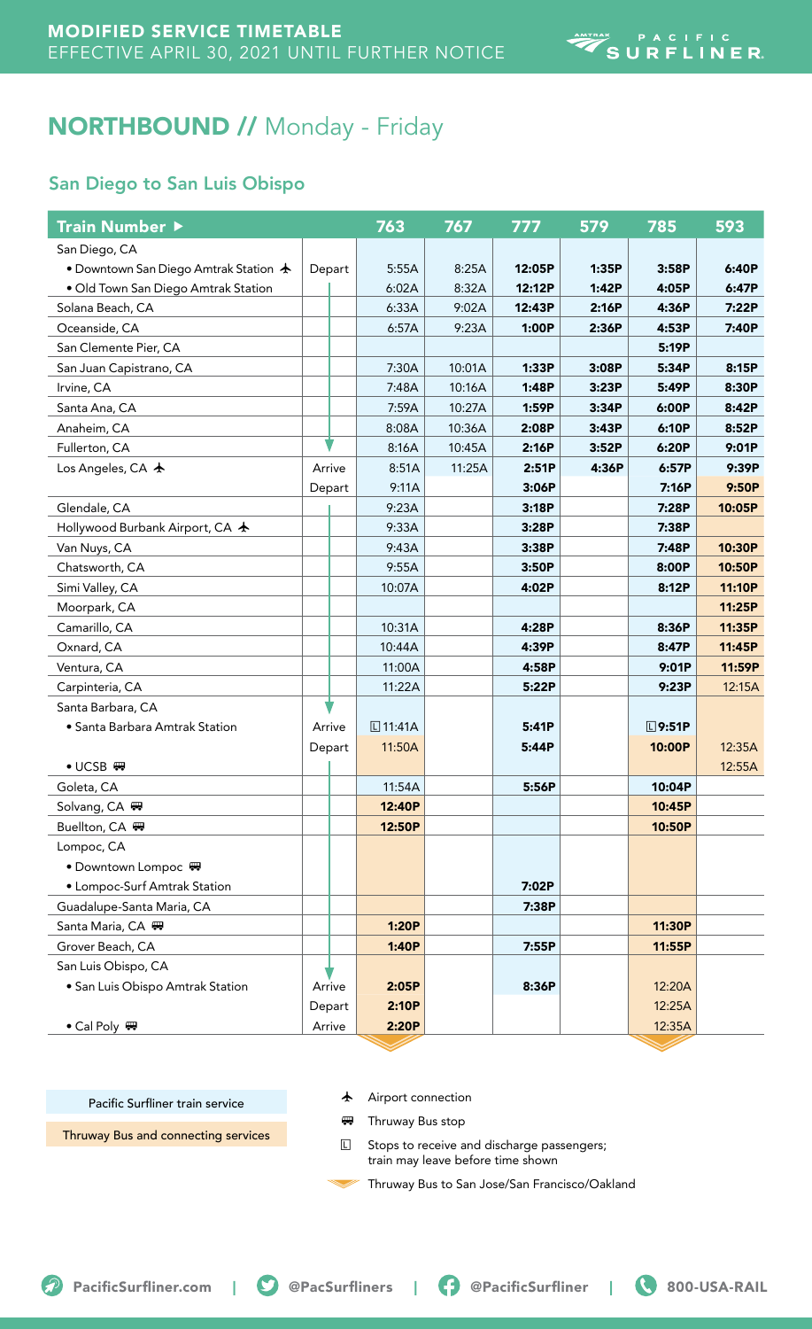**MODIFIED SERVICE TIMETABLE**
EFFECTIVE APRIL 30, 2021 UNTIL FURTHER NOTICE

AMTRAK PACIFIC SURFLINER

## NORTHBOUND // Monday - Friday

### San Diego to San Luis Obispo

| Train Number ▶ | | 763 | 767 | 777 | 579 | 785 | 593 |
|---|---|---|---|---|---|---|---|
| San Diego, CA | | | | | | | |
| • Downtown San Diego Amtrak Station ✈ | Depart | 5:55A | 8:25A | **12:05P** | **1:35P** | **3:58P** | **6:40P** |
| • Old Town San Diego Amtrak Station | | 6:02A | 8:32A | **12:12P** | **1:42P** | **4:05P** | **6:47P** |
| Solana Beach, CA | | 6:33A | 9:02A | **12:43P** | **2:16P** | **4:36P** | **7:22P** |
| Oceanside, CA | | 6:57A | 9:23A | **1:00P** | **2:36P** | **4:53P** | **7:40P** |
| San Clemente Pier, CA | | | | | | **5:19P** | |
| San Juan Capistrano, CA | | 7:30A | 10:01A | **1:33P** | **3:08P** | **5:34P** | **8:15P** |
| Irvine, CA | | 7:48A | 10:16A | **1:48P** | **3:23P** | **5:49P** | **8:30P** |
| Santa Ana, CA | | 7:59A | 10:27A | **1:59P** | **3:34P** | **6:00P** | **8:42P** |
| Anaheim, CA | | 8:08A | 10:36A | **2:08P** | **3:43P** | **6:10P** | **8:52P** |
| Fullerton, CA | | 8:16A | 10:45A | **2:16P** | **3:52P** | **6:20P** | **9:01P** |
| Los Angeles, CA ✈ | Arrive | 8:51A | 11:25A | **2:51P** | **4:36P** | **6:57P** | **9:39P** |
| | Depart | 9:11A | | **3:06P** | | **7:16P** | **9:50P** |
| Glendale, CA | | 9:23A | | **3:18P** | | **7:28P** | **10:05P** |
| Hollywood Burbank Airport, CA ✈ | | 9:33A | | **3:28P** | | **7:38P** | |
| Van Nuys, CA | | 9:43A | | **3:38P** | | **7:48P** | **10:30P** |
| Chatsworth, CA | | 9:55A | | **3:50P** | | **8:00P** | **10:50P** |
| Simi Valley, CA | | 10:07A | | **4:02P** | | **8:12P** | **11:10P** |
| Moorpark, CA | | | | | | | **11:25P** |
| Camarillo, CA | | 10:31A | | **4:28P** | | **8:36P** | **11:35P** |
| Oxnard, CA | | 10:44A | | **4:39P** | | **8:47P** | **11:45P** |
| Ventura, CA | | 11:00A | | **4:58P** | | **9:01P** | **11:59P** |
| Carpinteria, CA | | 11:22A | | **5:22P** | | **9:23P** | 12:15A |
| Santa Barbara, CA | | | | | | | |
| • Santa Barbara Amtrak Station | Arrive | L 11:41A | | **5:41P** | | **L 9:51P** | |
| | Depart | 11:50A | | **5:44P** | | **10:00P** | 12:35A |
| • UCSB 🚌 | | | | | | | 12:55A |
| Goleta, CA | | 11:54A | | **5:56P** | | **10:04P** | |
| Solvang, CA 🚌 | | **12:40P** | | | | **10:45P** | |
| Buellton, CA 🚌 | | **12:50P** | | | | **10:50P** | |
| Lompoc, CA | | | | | | | |
| • Downtown Lompoc 🚌 | | | | | | | |
| • Lompoc-Surf Amtrak Station | | | | **7:02P** | | | |
| Guadalupe-Santa Maria, CA | | | | **7:38P** | | | |
| Santa Maria, CA 🚌 | | **1:20P** | | | | **11:30P** | |
| Grover Beach, CA | | **1:40P** | | **7:55P** | | **11:55P** | |
| San Luis Obispo, CA | | | | | | | |
| • San Luis Obispo Amtrak Station | Arrive | **2:05P** | | **8:36P** | | 12:20A | |
| | Depart | **2:10P** | | | | 12:25A | |
| • Cal Poly 🚌 | Arrive | **2:20P** | | | | 12:35A | |

Pacific Surfliner train service

Thruway Bus and connecting services

✈ Airport connection

🚌 Thruway Bus stop

L Stops to receive and discharge passengers; train may leave before time shown

Thruway Bus to San Jose/San Francisco/Oakland

PacificSurfliner.com | @PacSurfliners | @PacificSurfliner | 800-USA-RAIL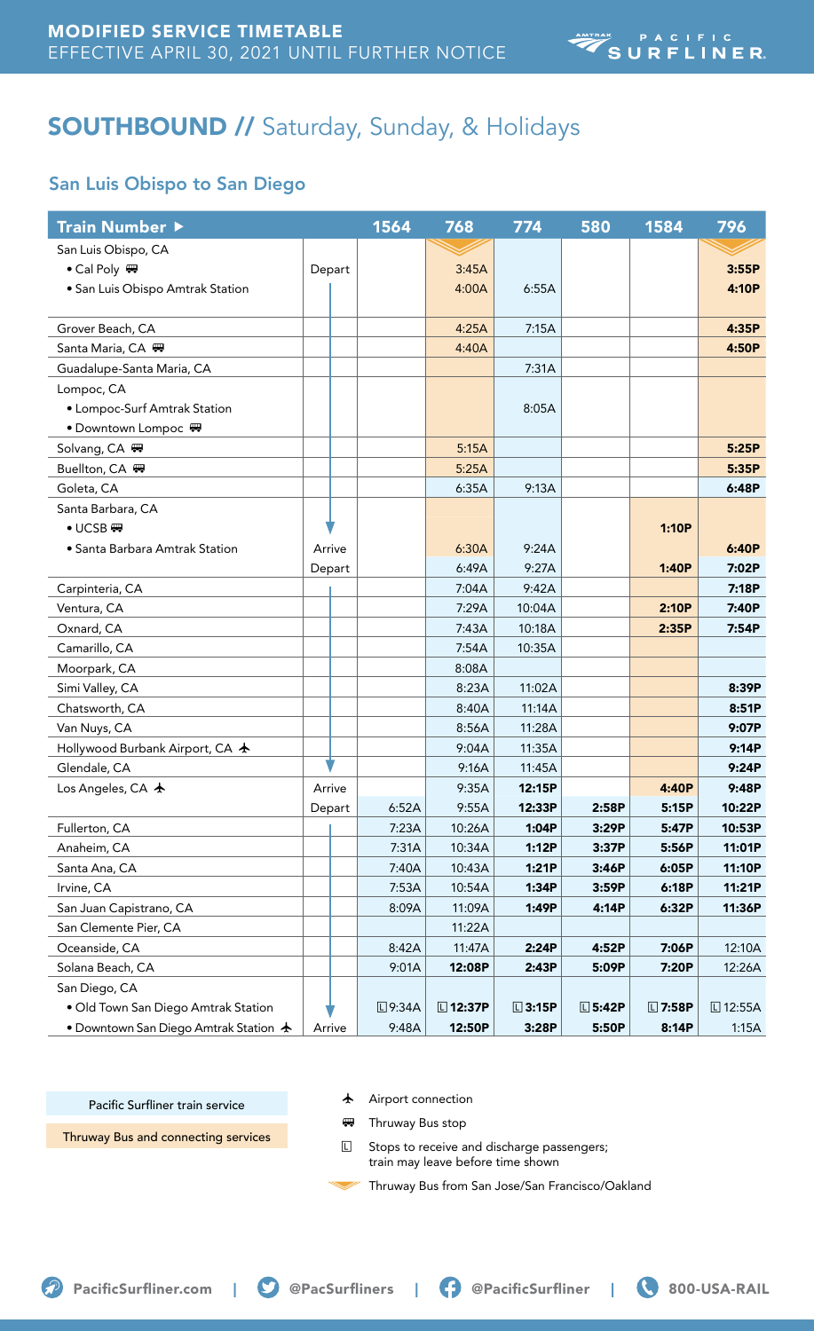**MODIFIED SERVICE TIMETABLE**
EFFECTIVE APRIL 30, 2021 UNTIL FURTHER NOTICE

AMTRAK PACIFIC SURFLINER

# SOUTHBOUND // Saturday, Sunday, & Holidays

## San Luis Obispo to San Diego

| Train Number ▶ | | 1564 | 768 | 774 | 580 | 1584 | 796 |
|---|---|---|---|---|---|---|---|
| San Luis Obispo, CA | | | | | | | |
| • Cal Poly 🚌 | Depart | | 3:45A | | | | **3:55P** |
| • San Luis Obispo Amtrak Station | | | 4:00A | 6:55A | | | **4:10P** |
| Grover Beach, CA | | | 4:25A | 7:15A | | | **4:35P** |
| Santa Maria, CA 🚌 | | | 4:40A | | | | **4:50P** |
| Guadalupe-Santa Maria, CA | | | | 7:31A | | | |
| Lompoc, CA | | | | | | | |
| • Lompoc-Surf Amtrak Station | | | | 8:05A | | | |
| • Downtown Lompoc 🚌 | | | | | | | |
| Solvang, CA 🚌 | | | 5:15A | | | | **5:25P** |
| Buellton, CA 🚌 | | | 5:25A | | | | **5:35P** |
| Goleta, CA | | | 6:35A | 9:13A | | | **6:48P** |
| Santa Barbara, CA | | | | | | | |
| • UCSB 🚌 | | | | | | **1:10P** | |
| • Santa Barbara Amtrak Station | Arrive | | 6:30A | 9:24A | | | **6:40P** |
| | Depart | | 6:49A | 9:27A | | **1:40P** | **7:02P** |
| Carpinteria, CA | | | 7:04A | 9:42A | | | **7:18P** |
| Ventura, CA | | | 7:29A | 10:04A | | **2:10P** | **7:40P** |
| Oxnard, CA | | | 7:43A | 10:18A | | **2:35P** | **7:54P** |
| Camarillo, CA | | | 7:54A | 10:35A | | | |
| Moorpark, CA | | | 8:08A | | | | |
| Simi Valley, CA | | | 8:23A | 11:02A | | | **8:39P** |
| Chatsworth, CA | | | 8:40A | 11:14A | | | **8:51P** |
| Van Nuys, CA | | | 8:56A | 11:28A | | | **9:07P** |
| Hollywood Burbank Airport, CA ✈ | | | 9:04A | 11:35A | | | **9:14P** |
| Glendale, CA | | | 9:16A | 11:45A | | | **9:24P** |
| Los Angeles, CA ✈ | Arrive | | 9:35A | **12:15P** | | **4:40P** | **9:48P** |
| | Depart | 6:52A | 9:55A | **12:33P** | **2:58P** | **5:15P** | **10:22P** |
| Fullerton, CA | | 7:23A | 10:26A | **1:04P** | **3:29P** | **5:47P** | **10:53P** |
| Anaheim, CA | | 7:31A | 10:34A | **1:12P** | **3:37P** | **5:56P** | **11:01P** |
| Santa Ana, CA | | 7:40A | 10:43A | **1:21P** | **3:46P** | **6:05P** | **11:10P** |
| Irvine, CA | | 7:53A | 10:54A | **1:34P** | **3:59P** | **6:18P** | **11:21P** |
| San Juan Capistrano, CA | | 8:09A | 11:09A | **1:49P** | **4:14P** | **6:32P** | **11:36P** |
| San Clemente Pier, CA | | | 11:22A | | | | |
| Oceanside, CA | | 8:42A | 11:47A | **2:24P** | **4:52P** | **7:06P** | 12:10A |
| Solana Beach, CA | | 9:01A | **12:08P** | **2:43P** | **5:09P** | **7:20P** | 12:26A |
| San Diego, CA | | | | | | | |
| • Old Town San Diego Amtrak Station | | Ⓛ 9:34A | Ⓛ **12:37P** | Ⓛ **3:15P** | Ⓛ **5:42P** | Ⓛ **7:58P** | Ⓛ 12:55A |
| • Downtown San Diego Amtrak Station ✈ | Arrive | 9:48A | **12:50P** | **3:28P** | **5:50P** | **8:14P** | 1:15A |

Pacific Surfliner train service

Thruway Bus and connecting services

✈ Airport connection

🚌 Thruway Bus stop

Ⓛ Stops to receive and discharge passengers; train may leave before time shown

Thruway Bus from San Jose/San Francisco/Oakland

PacificSurfliner.com | @PacSurfliners | @PacificSurfliner | 800-USA-RAIL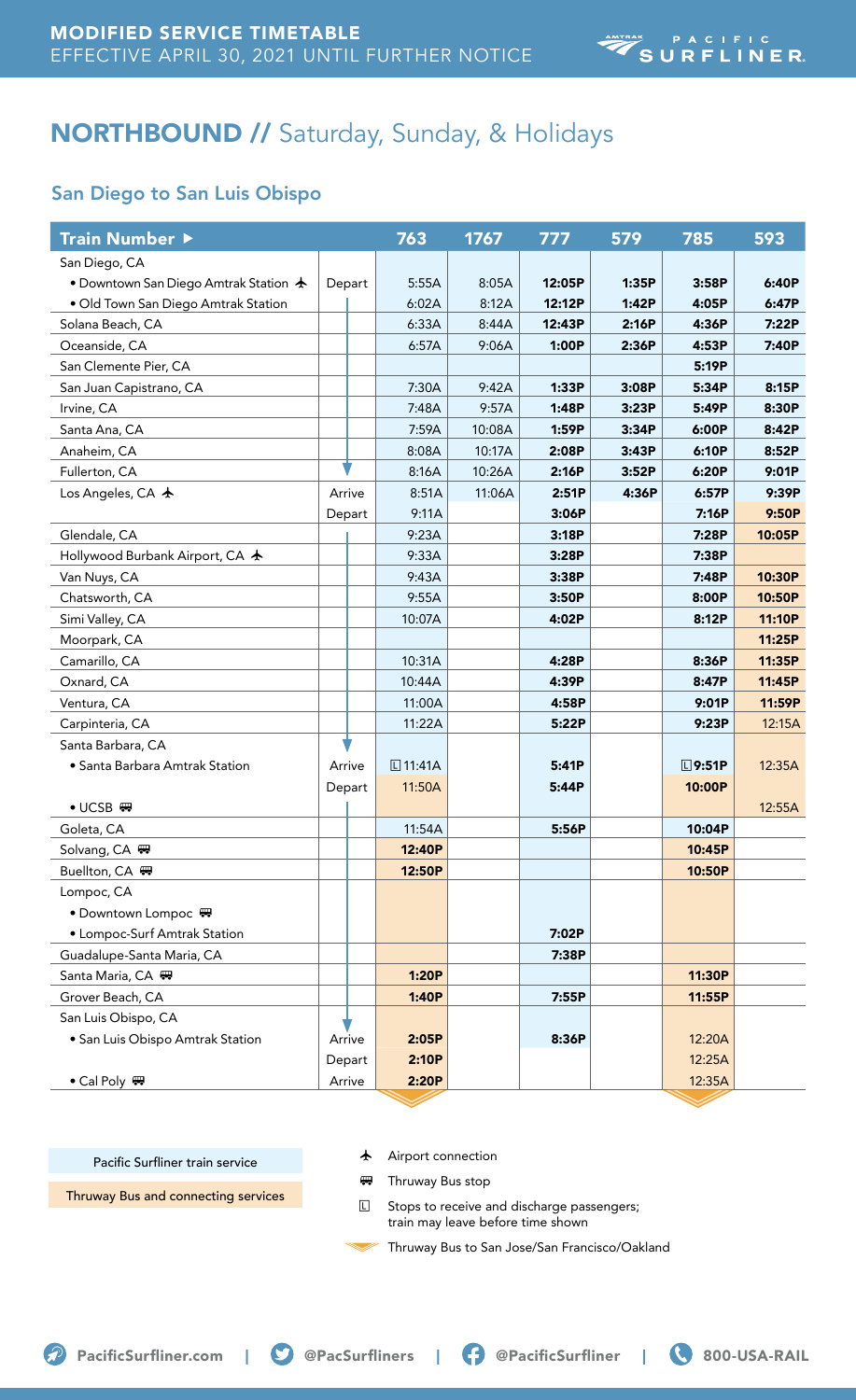## MODIFIED SERVICE TIMETABLE
EFFECTIVE APRIL 30, 2021 UNTIL FURTHER NOTICE

PACIFIC SURFLINER

# NORTHBOUND // Saturday, Sunday, & Holidays

## San Diego to San Luis Obispo

| Train Number ▶ | | 763 | 1767 | 777 | 579 | 785 | 593 |
|---|---|---|---|---|---|---|---|
| San Diego, CA | | | | | | | |
| • Downtown San Diego Amtrak Station ✈ | Depart | 5:55A | 8:05A | **12:05P** | **1:35P** | **3:58P** | **6:40P** |
| • Old Town San Diego Amtrak Station | | 6:02A | 8:12A | **12:12P** | **1:42P** | **4:05P** | **6:47P** |
| Solana Beach, CA | | 6:33A | 8:44A | **12:43P** | **2:16P** | **4:36P** | **7:22P** |
| Oceanside, CA | | 6:57A | 9:06A | **1:00P** | **2:36P** | **4:53P** | **7:40P** |
| San Clemente Pier, CA | | | | | | **5:19P** | |
| San Juan Capistrano, CA | | 7:30A | 9:42A | **1:33P** | **3:08P** | **5:34P** | **8:15P** |
| Irvine, CA | | 7:48A | 9:57A | **1:48P** | **3:23P** | **5:49P** | **8:30P** |
| Santa Ana, CA | | 7:59A | 10:08A | **1:59P** | **3:34P** | **6:00P** | **8:42P** |
| Anaheim, CA | | 8:08A | 10:17A | **2:08P** | **3:43P** | **6:10P** | **8:52P** |
| Fullerton, CA | | 8:16A | 10:26A | **2:16P** | **3:52P** | **6:20P** | **9:01P** |
| Los Angeles, CA ✈ | Arrive | 8:51A | 11:06A | **2:51P** | **4:36P** | **6:57P** | **9:39P** |
| | Depart | 9:11A | | **3:06P** | | **7:16P** | **9:50P** |
| Glendale, CA | | 9:23A | | **3:18P** | | **7:28P** | **10:05P** |
| Hollywood Burbank Airport, CA ✈ | | 9:33A | | **3:28P** | | **7:38P** | |
| Van Nuys, CA | | 9:43A | | **3:38P** | | **7:48P** | **10:30P** |
| Chatsworth, CA | | 9:55A | | **3:50P** | | **8:00P** | **10:50P** |
| Simi Valley, CA | | 10:07A | | **4:02P** | | **8:12P** | **11:10P** |
| Moorpark, CA | | | | | | | **11:25P** |
| Camarillo, CA | | 10:31A | | **4:28P** | | **8:36P** | **11:35P** |
| Oxnard, CA | | 10:44A | | **4:39P** | | **8:47P** | **11:45P** |
| Ventura, CA | | 11:00A | | **4:58P** | | **9:01P** | **11:59P** |
| Carpinteria, CA | | 11:22A | | **5:22P** | | **9:23P** | 12:15A |
| Santa Barbara, CA | | | | | | | |
| • Santa Barbara Amtrak Station | Arrive | L 11:41A | | **5:41P** | | **L 9:51P** | 12:35A |
| | Depart | 11:50A | | **5:44P** | | **10:00P** | |
| • UCSB 🚌 | | | | | | | 12:55A |
| Goleta, CA | | 11:54A | | **5:56P** | | **10:04P** | |
| Solvang, CA 🚌 | | **12:40P** | | | | **10:45P** | |
| Buellton, CA 🚌 | | **12:50P** | | | | **10:50P** | |
| Lompoc, CA | | | | | | | |
| • Downtown Lompoc 🚌 | | | | | | | |
| • Lompoc-Surf Amtrak Station | | | | **7:02P** | | | |
| Guadalupe-Santa Maria, CA | | | | **7:38P** | | | |
| Santa Maria, CA 🚌 | | **1:20P** | | | | **11:30P** | |
| Grover Beach, CA | | **1:40P** | | **7:55P** | | **11:55P** | |
| San Luis Obispo, CA | | | | | | | |
| • San Luis Obispo Amtrak Station | Arrive | **2:05P** | | **8:36P** | | 12:20A | |
| | Depart | **2:10P** | | | | 12:25A | |
| • Cal Poly 🚌 | Arrive | **2:20P** | | | | 12:35A | |

Pacific Surfliner train service

Thruway Bus and connecting services

✈ Airport connection

🚌 Thruway Bus stop

L Stops to receive and discharge passengers; train may leave before time shown

Thruway Bus to San Jose/San Francisco/Oakland

PacificSurfliner.com | @PacSurfliners | @PacificSurfliner | 800-USA-RAIL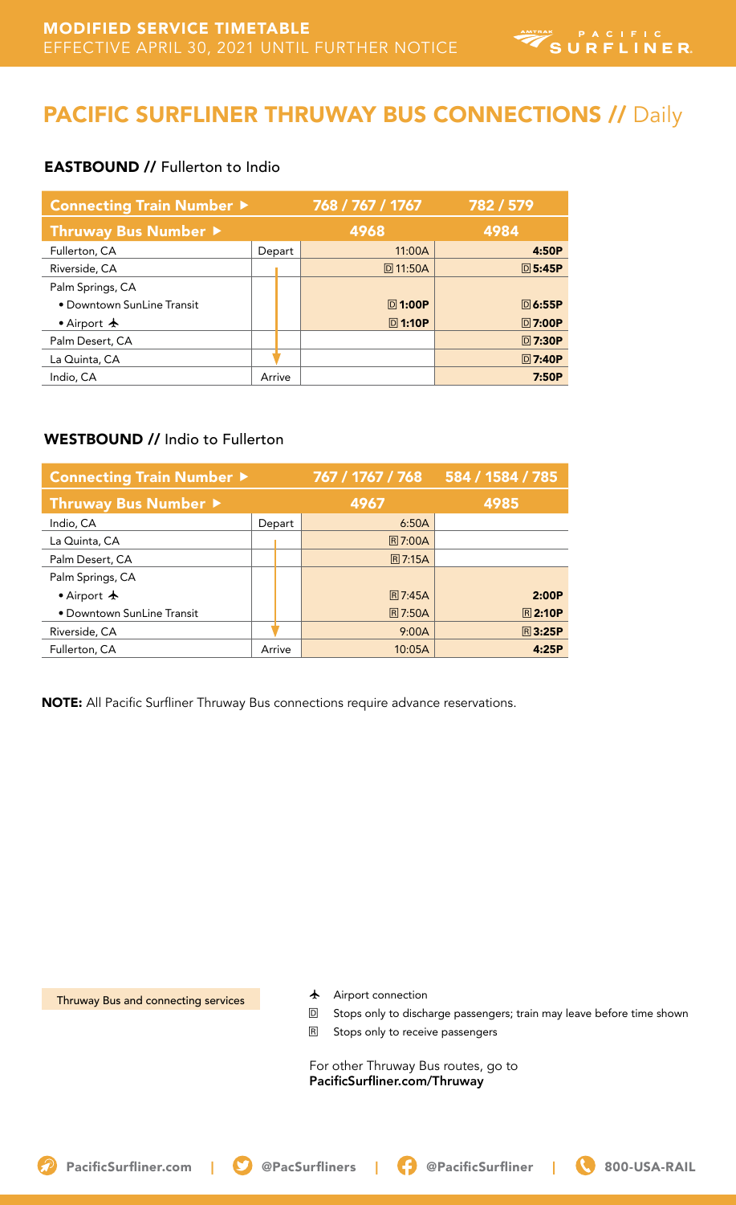**MODIFIED SERVICE TIMETABLE**
EFFECTIVE APRIL 30, 2021 UNTIL FURTHER NOTICE

# PACIFIC SURFLINER THRUWAY BUS CONNECTIONS // Daily

## EASTBOUND // Fullerton to Indio

| Connecting Train Number ▶ | | 768 / 767 / 1767 | 782 / 579 |
|---|---|---|---|
| **Thruway Bus Number ▶** | | **4968** | **4984** |
| Fullerton, CA | Depart | 11:00A | **4:50P** |
| Riverside, CA | | D 11:50A | D **5:45P** |
| Palm Springs, CA | | | |
| • Downtown SunLine Transit | | D **1:00P** | D **6:55P** |
| • Airport ✈ | | D **1:10P** | D **7:00P** |
| Palm Desert, CA | | | D **7:30P** |
| La Quinta, CA | | | D **7:40P** |
| Indio, CA | Arrive | | **7:50P** |

## WESTBOUND // Indio to Fullerton

| Connecting Train Number ▶ | | 767 / 1767 / 768 | 584 / 1584 / 785 |
|---|---|---|---|
| **Thruway Bus Number ▶** | | **4967** | **4985** |
| Indio, CA | Depart | 6:50A | |
| La Quinta, CA | | R 7:00A | |
| Palm Desert, CA | | R 7:15A | |
| Palm Springs, CA | | | |
| • Airport ✈ | | R 7:45A | **2:00P** |
| • Downtown SunLine Transit | | R 7:50A | R **2:10P** |
| Riverside, CA | | 9:00A | R **3:25P** |
| Fullerton, CA | Arrive | 10:05A | **4:25P** |

**NOTE:** All Pacific Surfliner Thruway Bus connections require advance reservations.

Thruway Bus and connecting services

- ✈ Airport connection
- D Stops only to discharge passengers; train may leave before time shown
- R Stops only to receive passengers

For other Thruway Bus routes, go to **PacificSurfliner.com/Thruway**

**PacificSurfliner.com** | **@PacSurfliners** | **@PacificSurfliner** | **800-USA-RAIL**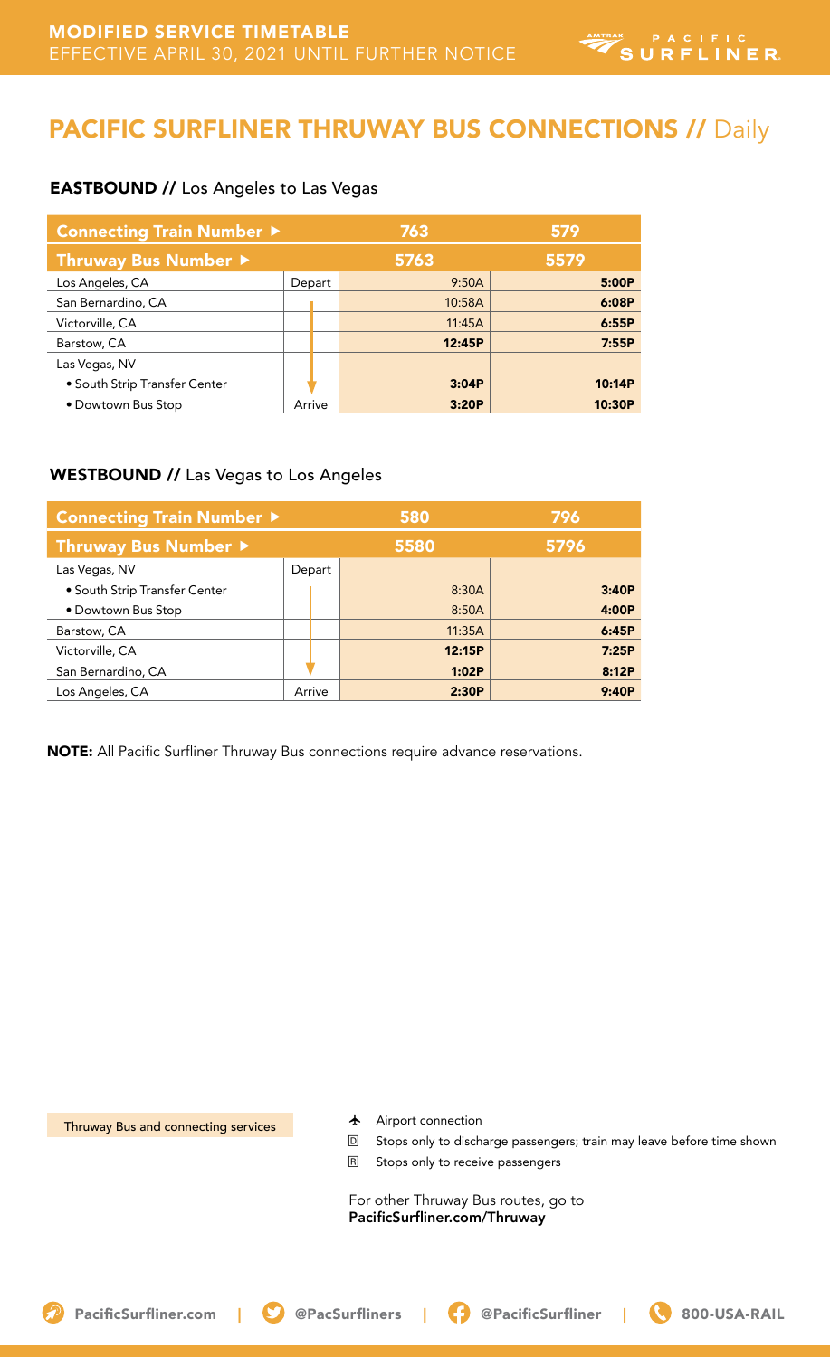**MODIFIED SERVICE TIMETABLE**
EFFECTIVE APRIL 30, 2021 UNTIL FURTHER NOTICE

# PACIFIC SURFLINER THRUWAY BUS CONNECTIONS // Daily

## EASTBOUND // Los Angeles to Las Vegas

| Connecting Train Number ▶ | | 763 | 579 |
|---|---|---|---|
| **Thruway Bus Number ▶** | | **5763** | **5579** |
| Los Angeles, CA | Depart | 9:50A | **5:00P** |
| San Bernardino, CA | | 10:58A | **6:08P** |
| Victorville, CA | | 11:45A | **6:55P** |
| Barstow, CA | | **12:45P** | **7:55P** |
| Las Vegas, NV | | | |
| • South Strip Transfer Center | | **3:04P** | **10:14P** |
| • Dowtown Bus Stop | Arrive | **3:20P** | **10:30P** |

## WESTBOUND // Las Vegas to Los Angeles

| Connecting Train Number ▶ | | 580 | 796 |
|---|---|---|---|
| **Thruway Bus Number ▶** | | **5580** | **5796** |
| Las Vegas, NV | Depart | | |
| • South Strip Transfer Center | | 8:30A | **3:40P** |
| • Dowtown Bus Stop | | 8:50A | **4:00P** |
| Barstow, CA | | 11:35A | **6:45P** |
| Victorville, CA | | **12:15P** | **7:25P** |
| San Bernardino, CA | | **1:02P** | **8:12P** |
| Los Angeles, CA | Arrive | **2:30P** | **9:40P** |

**NOTE:** All Pacific Surfliner Thruway Bus connections require advance reservations.

Thruway Bus and connecting services

- ✈ Airport connection
- D Stops only to discharge passengers; train may leave before time shown
- R Stops only to receive passengers

For other Thruway Bus routes, go to
**PacificSurfliner.com/Thruway**

**PacificSurfliner.com** | **@PacSurfliners** | **@PacificSurfliner** | **800-USA-RAIL**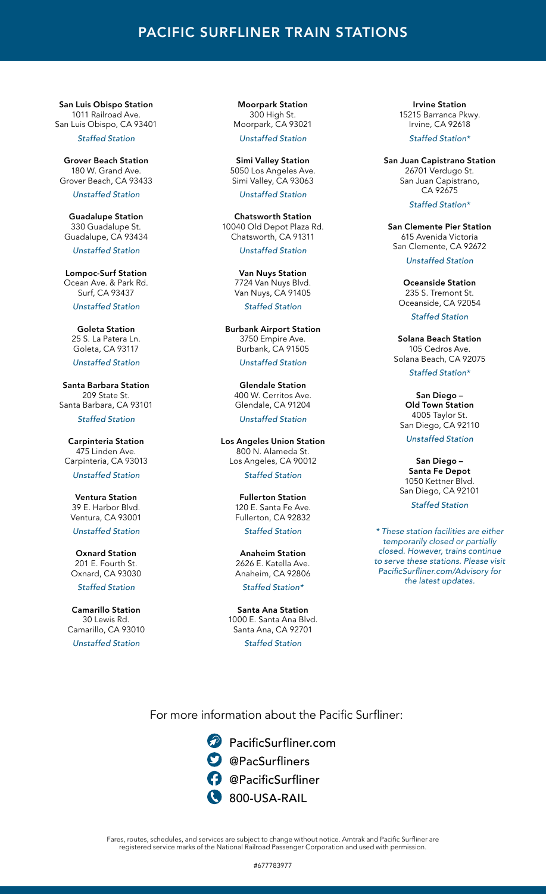# PACIFIC SURFLINER TRAIN STATIONS

**San Luis Obispo Station**
1011 Railroad Ave.
San Luis Obispo, CA 93401
*Staffed Station*

**Grover Beach Station**
180 W. Grand Ave.
Grover Beach, CA 93433
*Unstaffed Station*

**Guadalupe Station**
330 Guadalupe St.
Guadalupe, CA 93434
*Unstaffed Station*

**Lompoc-Surf Station**
Ocean Ave. & Park Rd.
Surf, CA 93437
*Unstaffed Station*

**Goleta Station**
25 S. La Patera Ln.
Goleta, CA 93117
*Unstaffed Station*

**Santa Barbara Station**
209 State St.
Santa Barbara, CA 93101
*Staffed Station*

**Carpinteria Station**
475 Linden Ave.
Carpinteria, CA 93013
*Unstaffed Station*

**Ventura Station**
39 E. Harbor Blvd.
Ventura, CA 93001
*Unstaffed Station*

**Oxnard Station**
201 E. Fourth St.
Oxnard, CA 93030
*Staffed Station*

**Camarillo Station**
30 Lewis Rd.
Camarillo, CA 93010
*Unstaffed Station*

**Moorpark Station**
300 High St.
Moorpark, CA 93021
*Unstaffed Station*

**Simi Valley Station**
5050 Los Angeles Ave.
Simi Valley, CA 93063
*Unstaffed Station*

**Chatsworth Station**
10040 Old Depot Plaza Rd.
Chatsworth, CA 91311
*Unstaffed Station*

**Van Nuys Station**
7724 Van Nuys Blvd.
Van Nuys, CA 91405
*Staffed Station*

**Burbank Airport Station**
3750 Empire Ave.
Burbank, CA 91505
*Unstaffed Station*

**Glendale Station**
400 W. Cerritos Ave.
Glendale, CA 91204
*Unstaffed Station*

**Los Angeles Union Station**
800 N. Alameda St.
Los Angeles, CA 90012
*Staffed Station*

**Fullerton Station**
120 E. Santa Fe Ave.
Fullerton, CA 92832
*Staffed Station*

**Anaheim Station**
2626 E. Katella Ave.
Anaheim, CA 92806
*Staffed Station**

**Santa Ana Station**
1000 E. Santa Ana Blvd.
Santa Ana, CA 92701
*Staffed Station*

**Irvine Station**
15215 Barranca Pkwy.
Irvine, CA 92618
*Staffed Station**

**San Juan Capistrano Station**
26701 Verdugo St.
San Juan Capistrano, CA 92675
*Staffed Station**

**San Clemente Pier Station**
615 Avenida Victoria
San Clemente, CA 92672
*Unstaffed Station*

**Oceanside Station**
235 S. Tremont St.
Oceanside, CA 92054
*Staffed Station*

**Solana Beach Station**
105 Cedros Ave.
Solana Beach, CA 92075
*Staffed Station**

**San Diego – Old Town Station**
4005 Taylor St.
San Diego, CA 92110
*Unstaffed Station*

**San Diego – Santa Fe Depot**
1050 Kettner Blvd.
San Diego, CA 92101
*Staffed Station*

*\* These station facilities are either temporarily closed or partially closed. However, trains continue to serve these stations. Please visit PacificSurfliner.com/Advisory for the latest updates.*

For more information about the Pacific Surfliner:

- PacificSurfliner.com
- @PacSurfliners
- @PacificSurfliner
- 800-USA-RAIL

Fares, routes, schedules, and services are subject to change without notice. Amtrak and Pacific Surfliner are registered service marks of the National Railroad Passenger Corporation and used with permission.

#677783977